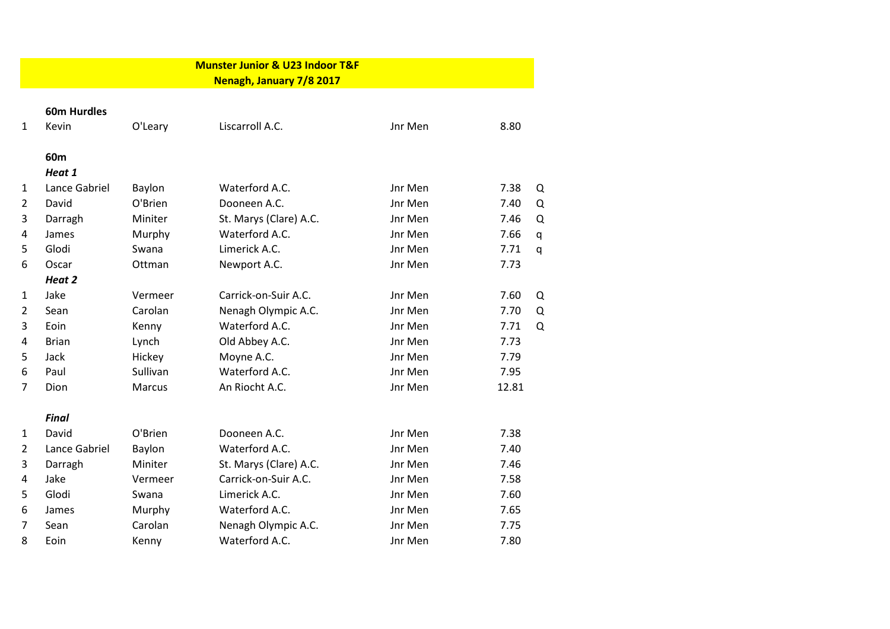**Munster Junior & U23 Indoor T&F**
**Nenagh, January 7/8 2017**

**60m Hurdles**

| | | | | | | |
|---|---|---|---|---|---|---|
| 1 | Kevin | O'Leary | Liscarroll A.C. | Jnr Men | 8.80 | |

**60m**

***Heat 1***

| | | | | | | |
|---|---|---|---|---|---|---|
| 1 | Lance Gabriel | Baylon | Waterford A.C. | Jnr Men | 7.38 | Q |
| 2 | David | O'Brien | Dooneen A.C. | Jnr Men | 7.40 | Q |
| 3 | Darragh | Miniter | St. Marys (Clare) A.C. | Jnr Men | 7.46 | Q |
| 4 | James | Murphy | Waterford A.C. | Jnr Men | 7.66 | q |
| 5 | Glodi | Swana | Limerick A.C. | Jnr Men | 7.71 | q |
| 6 | Oscar | Ottman | Newport A.C. | Jnr Men | 7.73 | |

***Heat 2***

| | | | | | | |
|---|---|---|---|---|---|---|
| 1 | Jake | Vermeer | Carrick-on-Suir A.C. | Jnr Men | 7.60 | Q |
| 2 | Sean | Carolan | Nenagh Olympic A.C. | Jnr Men | 7.70 | Q |
| 3 | Eoin | Kenny | Waterford A.C. | Jnr Men | 7.71 | Q |
| 4 | Brian | Lynch | Old Abbey A.C. | Jnr Men | 7.73 | |
| 5 | Jack | Hickey | Moyne A.C. | Jnr Men | 7.79 | |
| 6 | Paul | Sullivan | Waterford A.C. | Jnr Men | 7.95 | |
| 7 | Dion | Marcus | An Riocht A.C. | Jnr Men | 12.81 | |

***Final***

| | | | | | |
|---|---|---|---|---|---|
| 1 | David | O'Brien | Dooneen A.C. | Jnr Men | 7.38 |
| 2 | Lance Gabriel | Baylon | Waterford A.C. | Jnr Men | 7.40 |
| 3 | Darragh | Miniter | St. Marys (Clare) A.C. | Jnr Men | 7.46 |
| 4 | Jake | Vermeer | Carrick-on-Suir A.C. | Jnr Men | 7.58 |
| 5 | Glodi | Swana | Limerick A.C. | Jnr Men | 7.60 |
| 6 | James | Murphy | Waterford A.C. | Jnr Men | 7.65 |
| 7 | Sean | Carolan | Nenagh Olympic A.C. | Jnr Men | 7.75 |
| 8 | Eoin | Kenny | Waterford A.C. | Jnr Men | 7.80 |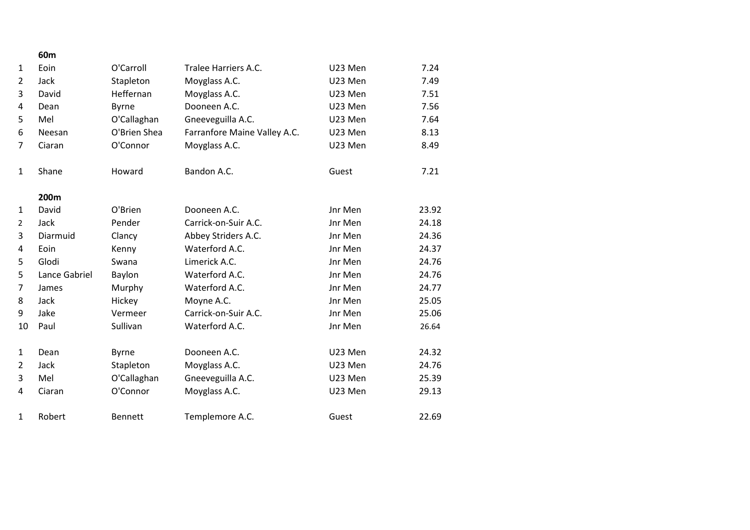### 60m

| | | | | | |
|---|---|---|---|---|---|
| 1 | Eoin | O'Carroll | Tralee Harriers A.C. | U23 Men | 7.24 |
| 2 | Jack | Stapleton | Moyglass A.C. | U23 Men | 7.49 |
| 3 | David | Heffernan | Moyglass A.C. | U23 Men | 7.51 |
| 4 | Dean | Byrne | Dooneen A.C. | U23 Men | 7.56 |
| 5 | Mel | O'Callaghan | Gneeveguilla A.C. | U23 Men | 7.64 |
| 6 | Neesan | O'Brien Shea | Farranfore Maine Valley A.C. | U23 Men | 8.13 |
| 7 | Ciaran | O'Connor | Moyglass A.C. | U23 Men | 8.49 |

| | | | | | |
|---|---|---|---|---|---|
| 1 | Shane | Howard | Bandon A.C. | Guest | 7.21 |

### 200m

| | | | | | |
|---|---|---|---|---|---|
| 1 | David | O'Brien | Dooneen A.C. | Jnr Men | 23.92 |
| 2 | Jack | Pender | Carrick-on-Suir A.C. | Jnr Men | 24.18 |
| 3 | Diarmuid | Clancy | Abbey Striders A.C. | Jnr Men | 24.36 |
| 4 | Eoin | Kenny | Waterford A.C. | Jnr Men | 24.37 |
| 5 | Glodi | Swana | Limerick A.C. | Jnr Men | 24.76 |
| 5 | Lance Gabriel | Baylon | Waterford A.C. | Jnr Men | 24.76 |
| 7 | James | Murphy | Waterford A.C. | Jnr Men | 24.77 |
| 8 | Jack | Hickey | Moyne A.C. | Jnr Men | 25.05 |
| 9 | Jake | Vermeer | Carrick-on-Suir A.C. | Jnr Men | 25.06 |
| 10 | Paul | Sullivan | Waterford A.C. | Jnr Men | 26.64 |

| | | | | | |
|---|---|---|---|---|---|
| 1 | Dean | Byrne | Dooneen A.C. | U23 Men | 24.32 |
| 2 | Jack | Stapleton | Moyglass A.C. | U23 Men | 24.76 |
| 3 | Mel | O'Callaghan | Gneeveguilla A.C. | U23 Men | 25.39 |
| 4 | Ciaran | O'Connor | Moyglass A.C. | U23 Men | 29.13 |

| | | | | | |
|---|---|---|---|---|---|
| 1 | Robert | Bennett | Templemore A.C. | Guest | 22.69 |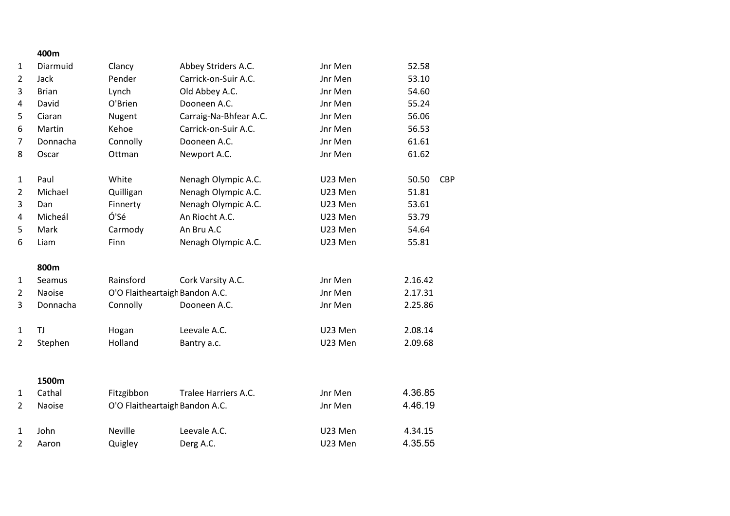**400m**

| | | | | | | |
|---|---|---|---|---|---|---|
| 1 | Diarmuid | Clancy | Abbey Striders A.C. | Jnr Men | 52.58 | |
| 2 | Jack | Pender | Carrick-on-Suir A.C. | Jnr Men | 53.10 | |
| 3 | Brian | Lynch | Old Abbey A.C. | Jnr Men | 54.60 | |
| 4 | David | O'Brien | Dooneen A.C. | Jnr Men | 55.24 | |
| 5 | Ciaran | Nugent | Carraig-Na-Bhfear A.C. | Jnr Men | 56.06 | |
| 6 | Martin | Kehoe | Carrick-on-Suir A.C. | Jnr Men | 56.53 | |
| 7 | Donnacha | Connolly | Dooneen A.C. | Jnr Men | 61.61 | |
| 8 | Oscar | Ottman | Newport A.C. | Jnr Men | 61.62 | |
| | | | | | | |
| 1 | Paul | White | Nenagh Olympic A.C. | U23 Men | 50.50 | CBP |
| 2 | Michael | Quilligan | Nenagh Olympic A.C. | U23 Men | 51.81 | |
| 3 | Dan | Finnerty | Nenagh Olympic A.C. | U23 Men | 53.61 | |
| 4 | Micheál | Ó'Sé | An Riocht A.C. | U23 Men | 53.79 | |
| 5 | Mark | Carmody | An Bru A.C | U23 Men | 54.64 | |
| 6 | Liam | Finn | Nenagh Olympic A.C. | U23 Men | 55.81 | |

**800m**

| | | | | | |
|---|---|---|---|---|---|
| 1 | Seamus | Rainsford | Cork Varsity A.C. | Jnr Men | 2.16.42 |
| 2 | Naoise | O'O Flaitheartaigh | Bandon A.C. | Jnr Men | 2.17.31 |
| 3 | Donnacha | Connolly | Dooneen A.C. | Jnr Men | 2.25.86 |
| | | | | | |
| 1 | TJ | Hogan | Leevale A.C. | U23 Men | 2.08.14 |
| 2 | Stephen | Holland | Bantry a.c. | U23 Men | 2.09.68 |

**1500m**

| | | | | | |
|---|---|---|---|---|---|
| 1 | Cathal | Fitzgibbon | Tralee Harriers A.C. | Jnr Men | 4.36.85 |
| 2 | Naoise | O'O Flaitheartaigh | Bandon A.C. | Jnr Men | 4.46.19 |
| | | | | | |
| 1 | John | Neville | Leevale A.C. | U23 Men | 4.34.15 |
| 2 | Aaron | Quigley | Derg A.C. | U23 Men | 4.35.55 |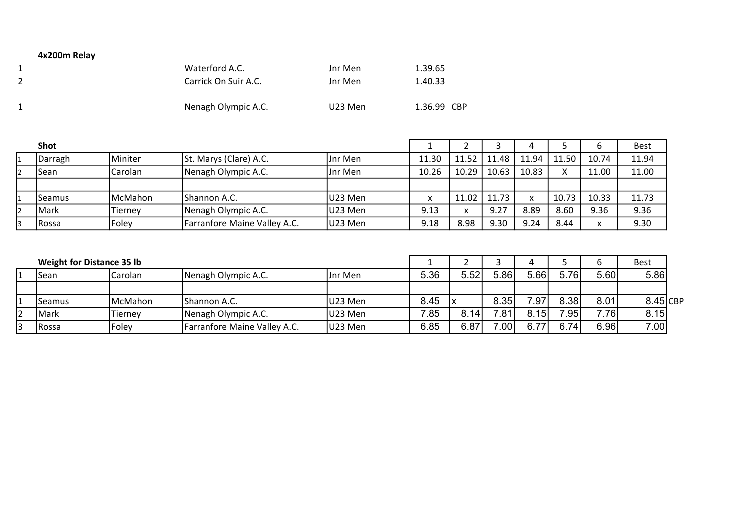### 4x200m Relay

| | | | | |
|---|---|---|---|---|
| 1 | Waterford A.C. | Jnr Men | 1.39.65 | |
| 2 | Carrick On Suir A.C. | Jnr Men | 1.40.33 | |
| | | | | |
| 1 | Nenagh Olympic A.C. | U23 Men | 1.36.99 | CBP |

### Shot

| | | | | | 1 | 2 | 3 | 4 | 5 | 6 | Best |
|---|---|---|---|---|---|---|---|---|---|---|---|
| 1 | Darragh | Miniter | St. Marys (Clare) A.C. | Jnr Men | 11.30 | 11.52 | 11.48 | 11.94 | 11.50 | 10.74 | 11.94 |
| 2 | Sean | Carolan | Nenagh Olympic A.C. | Jnr Men | 10.26 | 10.29 | 10.63 | 10.83 | X | 11.00 | 11.00 |
| | | | | | | | | | | | |
| 1 | Seamus | McMahon | Shannon A.C. | U23 Men | x | 11.02 | 11.73 | x | 10.73 | 10.33 | 11.73 |
| 2 | Mark | Tierney | Nenagh Olympic A.C. | U23 Men | 9.13 | x | 9.27 | 8.89 | 8.60 | 9.36 | 9.36 |
| 3 | Rossa | Foley | Farranfore Maine Valley A.C. | U23 Men | 9.18 | 8.98 | 9.30 | 9.24 | 8.44 | x | 9.30 |

### Weight for Distance 35 lb

| | | | | | 1 | 2 | 3 | 4 | 5 | 6 | Best | |
|---|---|---|---|---|---|---|---|---|---|---|---|---|
| 1 | Sean | Carolan | Nenagh Olympic A.C. | Jnr Men | 5.36 | 5.52 | 5.86 | 5.66 | 5.76 | 5.60 | 5.86 | |
| | | | | | | | | | | | | |
| 1 | Seamus | McMahon | Shannon A.C. | U23 Men | 8.45 | x | 8.35 | 7.97 | 8.38 | 8.01 | 8.45 | CBP |
| 2 | Mark | Tierney | Nenagh Olympic A.C. | U23 Men | 7.85 | 8.14 | 7.81 | 8.15 | 7.95 | 7.76 | 8.15 | |
| 3 | Rossa | Foley | Farranfore Maine Valley A.C. | U23 Men | 6.85 | 6.87 | 7.00 | 6.77 | 6.74 | 6.96 | 7.00 | |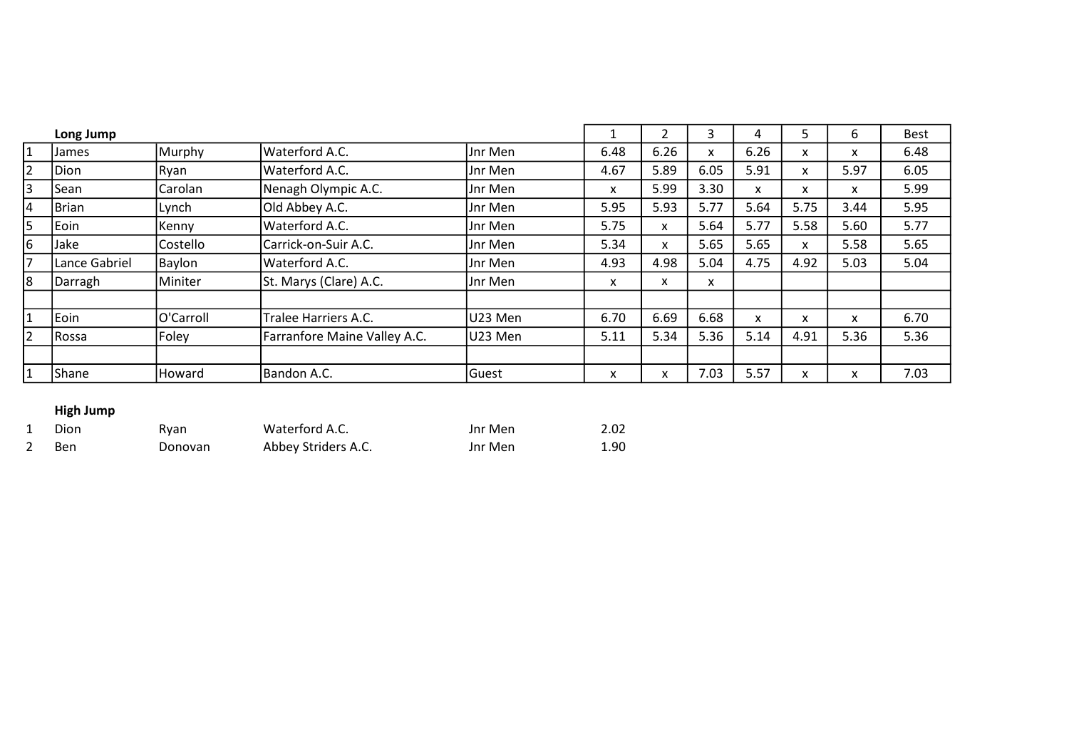| | Long Jump | | | | 1 | 2 | 3 | 4 | 5 | 6 | Best |
|---|---|---|---|---|---|---|---|---|---|---|---|
| 1 | James | Murphy | Waterford A.C. | Jnr Men | 6.48 | 6.26 | x | 6.26 | x | x | 6.48 |
| 2 | Dion | Ryan | Waterford A.C. | Jnr Men | 4.67 | 5.89 | 6.05 | 5.91 | x | 5.97 | 6.05 |
| 3 | Sean | Carolan | Nenagh Olympic A.C. | Jnr Men | x | 5.99 | 3.30 | x | x | x | 5.99 |
| 4 | Brian | Lynch | Old Abbey A.C. | Jnr Men | 5.95 | 5.93 | 5.77 | 5.64 | 5.75 | 3.44 | 5.95 |
| 5 | Eoin | Kenny | Waterford A.C. | Jnr Men | 5.75 | x | 5.64 | 5.77 | 5.58 | 5.60 | 5.77 |
| 6 | Jake | Costello | Carrick-on-Suir A.C. | Jnr Men | 5.34 | x | 5.65 | 5.65 | x | 5.58 | 5.65 |
| 7 | Lance Gabriel | Baylon | Waterford A.C. | Jnr Men | 4.93 | 4.98 | 5.04 | 4.75 | 4.92 | 5.03 | 5.04 |
| 8 | Darragh | Miniter | St. Marys (Clare) A.C. | Jnr Men | x | x | x | | | | |
| | | | | | | | | | | | |
| 1 | Eoin | O'Carroll | Tralee Harriers A.C. | U23 Men | 6.70 | 6.69 | 6.68 | x | x | x | 6.70 |
| 2 | Rossa | Foley | Farranfore Maine Valley A.C. | U23 Men | 5.11 | 5.34 | 5.36 | 5.14 | 4.91 | 5.36 | 5.36 |
| | | | | | | | | | | | |
| 1 | Shane | Howard | Bandon A.C. | Guest | x | x | 7.03 | 5.57 | x | x | 7.03 |

**High Jump**

| | | | | | |
|---|---|---|---|---|---|
| 1 | Dion | Ryan | Waterford A.C. | Jnr Men | 2.02 |
| 2 | Ben | Donovan | Abbey Striders A.C. | Jnr Men | 1.90 |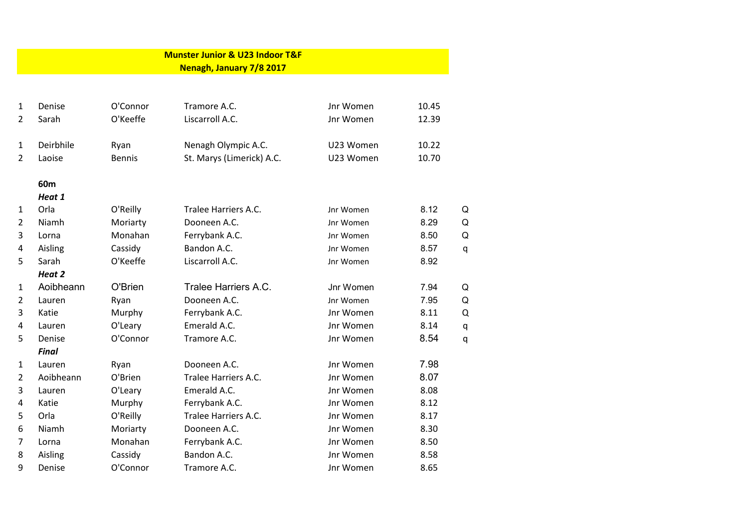**Munster Junior & U23 Indoor T&F**
**Nenagh, January 7/8 2017**

| | | | | | | |
|---|---|---|---|---|---|---|
| 1 | Denise | O'Connor | Tramore A.C. | Jnr Women | 10.45 | |
| 2 | Sarah | O'Keeffe | Liscarroll A.C. | Jnr Women | 12.39 | |
| | | | | | | |
| 1 | Deirbhile | Ryan | Nenagh Olympic A.C. | U23 Women | 10.22 | |
| 2 | Laoise | Bennis | St. Marys (Limerick) A.C. | U23 Women | 10.70 | |
| | | | | | | |
| | **60m** | | | | | |
| | ***Heat 1*** | | | | | |
| 1 | Orla | O'Reilly | Tralee Harriers A.C. | Jnr Women | 8.12 | Q |
| 2 | Niamh | Moriarty | Dooneen A.C. | Jnr Women | 8.29 | Q |
| 3 | Lorna | Monahan | Ferrybank A.C. | Jnr Women | 8.50 | Q |
| 4 | Aisling | Cassidy | Bandon A.C. | Jnr Women | 8.57 | q |
| 5 | Sarah | O'Keeffe | Liscarroll A.C. | Jnr Women | 8.92 | |
| | ***Heat 2*** | | | | | |
| 1 | Aoibheann | O'Brien | Tralee Harriers A.C. | Jnr Women | 7.94 | Q |
| 2 | Lauren | Ryan | Dooneen A.C. | Jnr Women | 7.95 | Q |
| 3 | Katie | Murphy | Ferrybank A.C. | Jnr Women | 8.11 | Q |
| 4 | Lauren | O'Leary | Emerald A.C. | Jnr Women | 8.14 | q |
| 5 | Denise | O'Connor | Tramore A.C. | Jnr Women | 8.54 | q |
| | ***Final*** | | | | | |
| 1 | Lauren | Ryan | Dooneen A.C. | Jnr Women | 7.98 | |
| 2 | Aoibheann | O'Brien | Tralee Harriers A.C. | Jnr Women | 8.07 | |
| 3 | Lauren | O'Leary | Emerald A.C. | Jnr Women | 8.08 | |
| 4 | Katie | Murphy | Ferrybank A.C. | Jnr Women | 8.12 | |
| 5 | Orla | O'Reilly | Tralee Harriers A.C. | Jnr Women | 8.17 | |
| 6 | Niamh | Moriarty | Dooneen A.C. | Jnr Women | 8.30 | |
| 7 | Lorna | Monahan | Ferrybank A.C. | Jnr Women | 8.50 | |
| 8 | Aisling | Cassidy | Bandon A.C. | Jnr Women | 8.58 | |
| 9 | Denise | O'Connor | Tramore A.C. | Jnr Women | 8.65 | |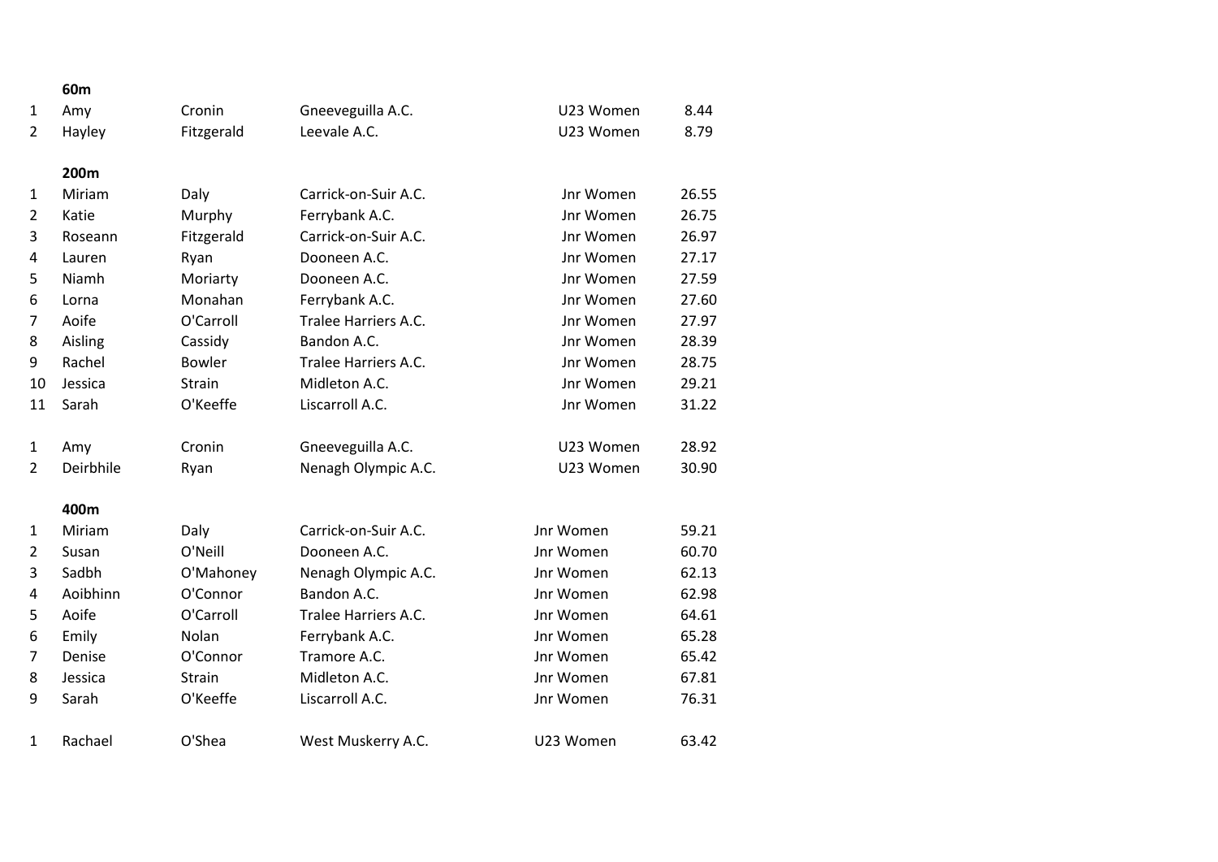**60m**

| | | | | | |
|---|---|---|---|---|---|
| 1 | Amy | Cronin | Gneeveguilla A.C. | U23 Women | 8.44 |
| 2 | Hayley | Fitzgerald | Leevale A.C. | U23 Women | 8.79 |

**200m**

| | | | | | |
|---|---|---|---|---|---|
| 1 | Miriam | Daly | Carrick-on-Suir A.C. | Jnr Women | 26.55 |
| 2 | Katie | Murphy | Ferrybank A.C. | Jnr Women | 26.75 |
| 3 | Roseann | Fitzgerald | Carrick-on-Suir A.C. | Jnr Women | 26.97 |
| 4 | Lauren | Ryan | Dooneen A.C. | Jnr Women | 27.17 |
| 5 | Niamh | Moriarty | Dooneen A.C. | Jnr Women | 27.59 |
| 6 | Lorna | Monahan | Ferrybank A.C. | Jnr Women | 27.60 |
| 7 | Aoife | O'Carroll | Tralee Harriers A.C. | Jnr Women | 27.97 |
| 8 | Aisling | Cassidy | Bandon A.C. | Jnr Women | 28.39 |
| 9 | Rachel | Bowler | Tralee Harriers A.C. | Jnr Women | 28.75 |
| 10 | Jessica | Strain | Midleton A.C. | Jnr Women | 29.21 |
| 11 | Sarah | O'Keeffe | Liscarroll A.C. | Jnr Women | 31.22 |

| | | | | | |
|---|---|---|---|---|---|
| 1 | Amy | Cronin | Gneeveguilla A.C. | U23 Women | 28.92 |
| 2 | Deirbhile | Ryan | Nenagh Olympic A.C. | U23 Women | 30.90 |

**400m**

| | | | | | |
|---|---|---|---|---|---|
| 1 | Miriam | Daly | Carrick-on-Suir A.C. | Jnr Women | 59.21 |
| 2 | Susan | O'Neill | Dooneen A.C. | Jnr Women | 60.70 |
| 3 | Sadbh | O'Mahoney | Nenagh Olympic A.C. | Jnr Women | 62.13 |
| 4 | Aoibhinn | O'Connor | Bandon A.C. | Jnr Women | 62.98 |
| 5 | Aoife | O'Carroll | Tralee Harriers A.C. | Jnr Women | 64.61 |
| 6 | Emily | Nolan | Ferrybank A.C. | Jnr Women | 65.28 |
| 7 | Denise | O'Connor | Tramore A.C. | Jnr Women | 65.42 |
| 8 | Jessica | Strain | Midleton A.C. | Jnr Women | 67.81 |
| 9 | Sarah | O'Keeffe | Liscarroll A.C. | Jnr Women | 76.31 |

| | | | | | |
|---|---|---|---|---|---|
| 1 | Rachael | O'Shea | West Muskerry A.C. | U23 Women | 63.42 |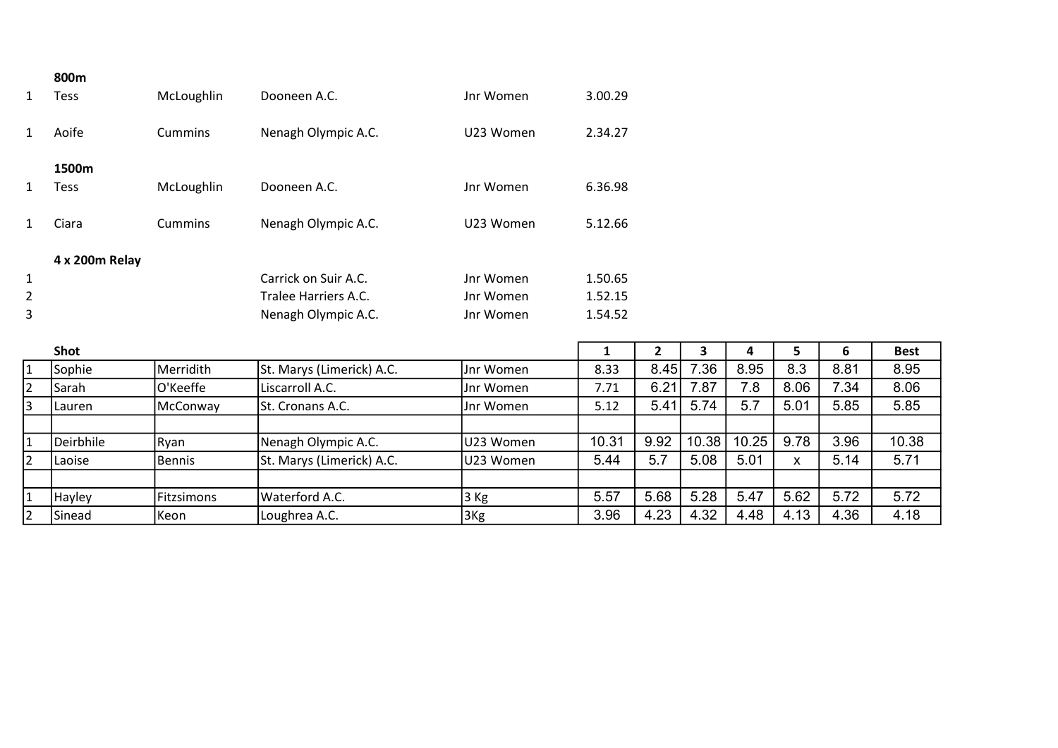**800m**

| | | | | | |
|---|---|---|---|---|---|
| 1 | Tess | McLoughlin | Dooneen A.C. | Jnr Women | 3.00.29 |
| 1 | Aoife | Cummins | Nenagh Olympic A.C. | U23 Women | 2.34.27 |

**1500m**

| | | | | | |
|---|---|---|---|---|---|
| 1 | Tess | McLoughlin | Dooneen A.C. | Jnr Women | 6.36.98 |
| 1 | Ciara | Cummins | Nenagh Olympic A.C. | U23 Women | 5.12.66 |

**4 x 200m Relay**

| | | | | | |
|---|---|---|---|---|---|
| 1 | | | Carrick on Suir A.C. | Jnr Women | 1.50.65 |
| 2 | | | Tralee Harriers A.C. | Jnr Women | 1.52.15 |
| 3 | | | Nenagh Olympic A.C. | Jnr Women | 1.54.52 |

| | Shot | | | | 1 | 2 | 3 | 4 | 5 | 6 | Best |
|---|---|---|---|---|---|---|---|---|---|---|---|
| 1 | Sophie | Merridith | St. Marys (Limerick) A.C. | Jnr Women | 8.33 | 8.45 | 7.36 | 8.95 | 8.3 | 8.81 | 8.95 |
| 2 | Sarah | O'Keeffe | Liscarroll A.C. | Jnr Women | 7.71 | 6.21 | 7.87 | 7.8 | 8.06 | 7.34 | 8.06 |
| 3 | Lauren | McConway | St. Cronans A.C. | Jnr Women | 5.12 | 5.41 | 5.74 | 5.7 | 5.01 | 5.85 | 5.85 |
| | | | | | | | | | | | |
| 1 | Deirbhile | Ryan | Nenagh Olympic A.C. | U23 Women | 10.31 | 9.92 | 10.38 | 10.25 | 9.78 | 3.96 | 10.38 |
| 2 | Laoise | Bennis | St. Marys (Limerick) A.C. | U23 Women | 5.44 | 5.7 | 5.08 | 5.01 | x | 5.14 | 5.71 |
| | | | | | | | | | | | |
| 1 | Hayley | Fitzsimons | Waterford A.C. | 3 Kg | 5.57 | 5.68 | 5.28 | 5.47 | 5.62 | 5.72 | 5.72 |
| 2 | Sinead | Keon | Loughrea A.C. | 3Kg | 3.96 | 4.23 | 4.32 | 4.48 | 4.13 | 4.36 | 4.18 |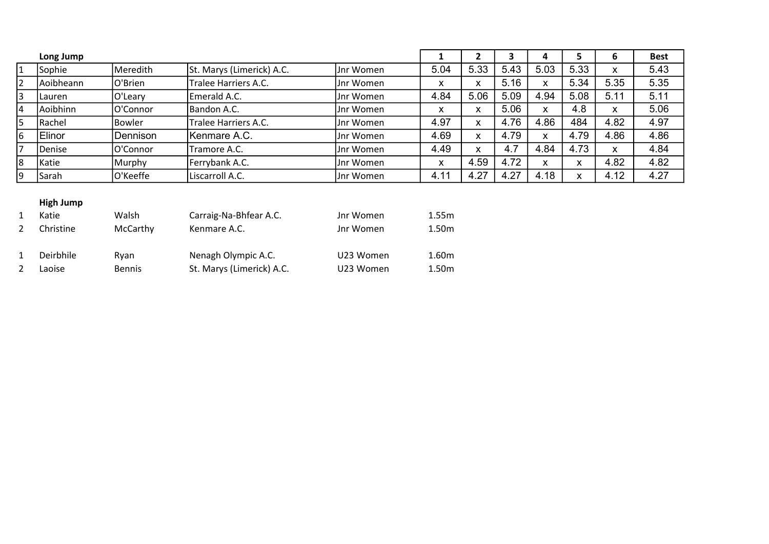**Long Jump**

| | | | | | 1 | 2 | 3 | 4 | 5 | 6 | Best |
|---|---|---|---|---|---|---|---|---|---|---|---|
| 1 | Sophie | Meredith | St. Marys (Limerick) A.C. | Jnr Women | 5.04 | 5.33 | 5.43 | 5.03 | 5.33 | x | 5.43 |
| 2 | Aoibheann | O'Brien | Tralee Harriers A.C. | Jnr Women | x | x | 5.16 | x | 5.34 | 5.35 | 5.35 |
| 3 | Lauren | O'Leary | Emerald A.C. | Jnr Women | 4.84 | 5.06 | 5.09 | 4.94 | 5.08 | 5.11 | 5.11 |
| 4 | Aoibhinn | O'Connor | Bandon A.C. | Jnr Women | x | x | 5.06 | x | 4.8 | x | 5.06 |
| 5 | Rachel | Bowler | Tralee Harriers A.C. | Jnr Women | 4.97 | x | 4.76 | 4.86 | 484 | 4.82 | 4.97 |
| 6 | Elinor | Dennison | Kenmare A.C. | Jnr Women | 4.69 | x | 4.79 | x | 4.79 | 4.86 | 4.86 |
| 7 | Denise | O'Connor | Tramore A.C. | Jnr Women | 4.49 | x | 4.7 | 4.84 | 4.73 | x | 4.84 |
| 8 | Katie | Murphy | Ferrybank A.C. | Jnr Women | x | 4.59 | 4.72 | x | x | 4.82 | 4.82 |
| 9 | Sarah | O'Keeffe | Liscarroll A.C. | Jnr Women | 4.11 | 4.27 | 4.27 | 4.18 | x | 4.12 | 4.27 |

**High Jump**

| | | | | | |
|---|---|---|---|---|---|
| 1 | Katie | Walsh | Carraig-Na-Bhfear A.C. | Jnr Women | 1.55m |
| 2 | Christine | McCarthy | Kenmare A.C. | Jnr Women | 1.50m |
| | | | | | |
| 1 | Deirbhile | Ryan | Nenagh Olympic A.C. | U23 Women | 1.60m |
| 2 | Laoise | Bennis | St. Marys (Limerick) A.C. | U23 Women | 1.50m |